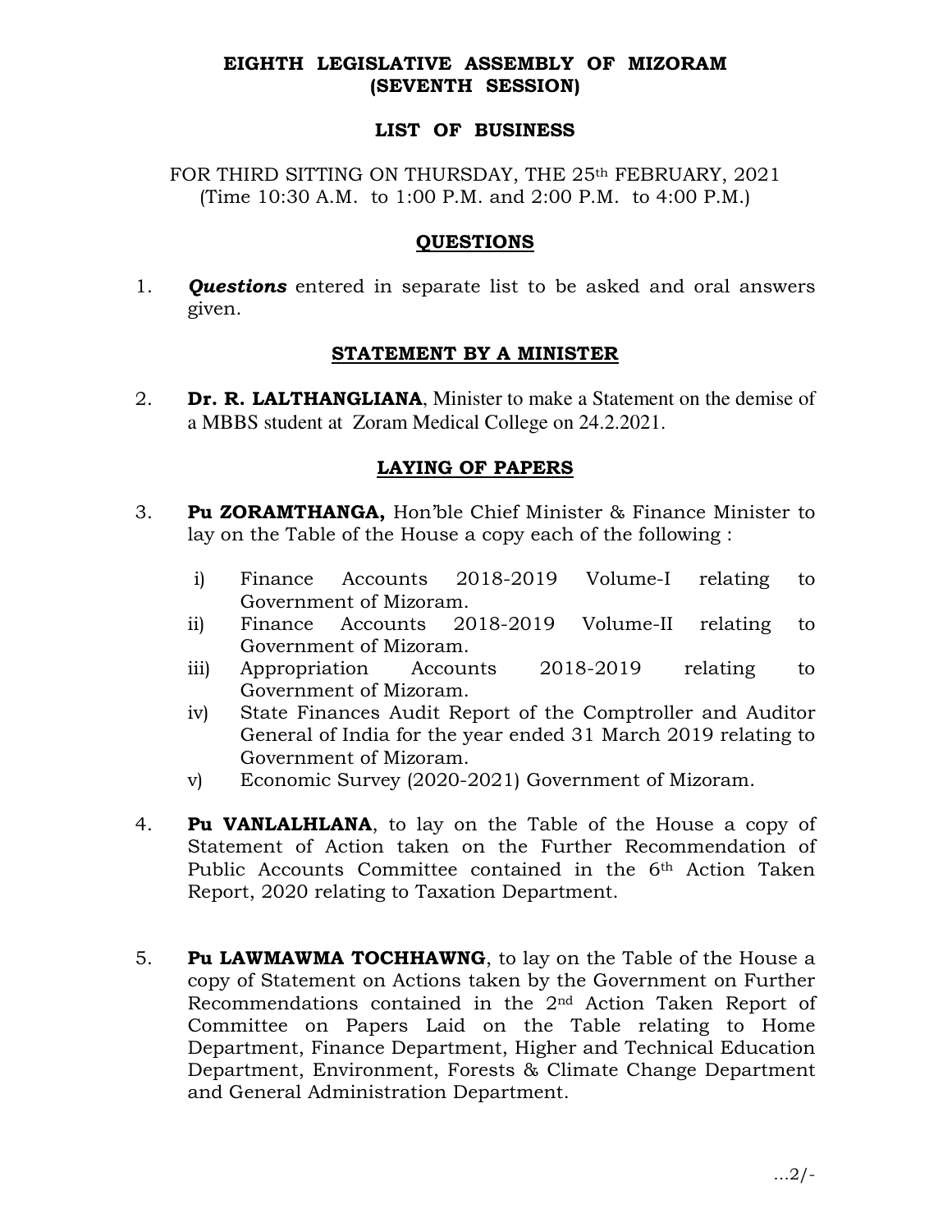**EIGHTH LEGISLATIVE ASSEMBLY OF MIZORAM**
**(SEVENTH SESSION)**

**LIST OF BUSINESS**

FOR THIRD SITTING ON THURSDAY, THE 25th FEBRUARY, 2021
(Time 10:30 A.M. to 1:00 P.M. and 2:00 P.M. to 4:00 P.M.)

## QUESTIONS

1. ***Questions*** entered in separate list to be asked and oral answers given.

## STATEMENT BY A MINISTER

2. **Dr. R. LALTHANGLIANA**, Minister to make a Statement on the demise of a MBBS student at Zoram Medical College on 24.2.2021.

## LAYING OF PAPERS

3. **Pu ZORAMTHANGA,** Hon'ble Chief Minister & Finance Minister to lay on the Table of the House a copy each of the following :

    i) Finance Accounts 2018-2019 Volume-I relating to Government of Mizoram.
    ii) Finance Accounts 2018-2019 Volume-II relating to Government of Mizoram.
    iii) Appropriation Accounts 2018-2019 relating to Government of Mizoram.
    iv) State Finances Audit Report of the Comptroller and Auditor General of India for the year ended 31 March 2019 relating to Government of Mizoram.
    v) Economic Survey (2020-2021) Government of Mizoram.

4. **Pu VANLALHLANA**, to lay on the Table of the House a copy of Statement of Action taken on the Further Recommendation of Public Accounts Committee contained in the 6th Action Taken Report, 2020 relating to Taxation Department.

5. **Pu LAWMAWMA TOCHHAWNG**, to lay on the Table of the House a copy of Statement on Actions taken by the Government on Further Recommendations contained in the 2nd Action Taken Report of Committee on Papers Laid on the Table relating to Home Department, Finance Department, Higher and Technical Education Department, Environment, Forests & Climate Change Department and General Administration Department.

...2/-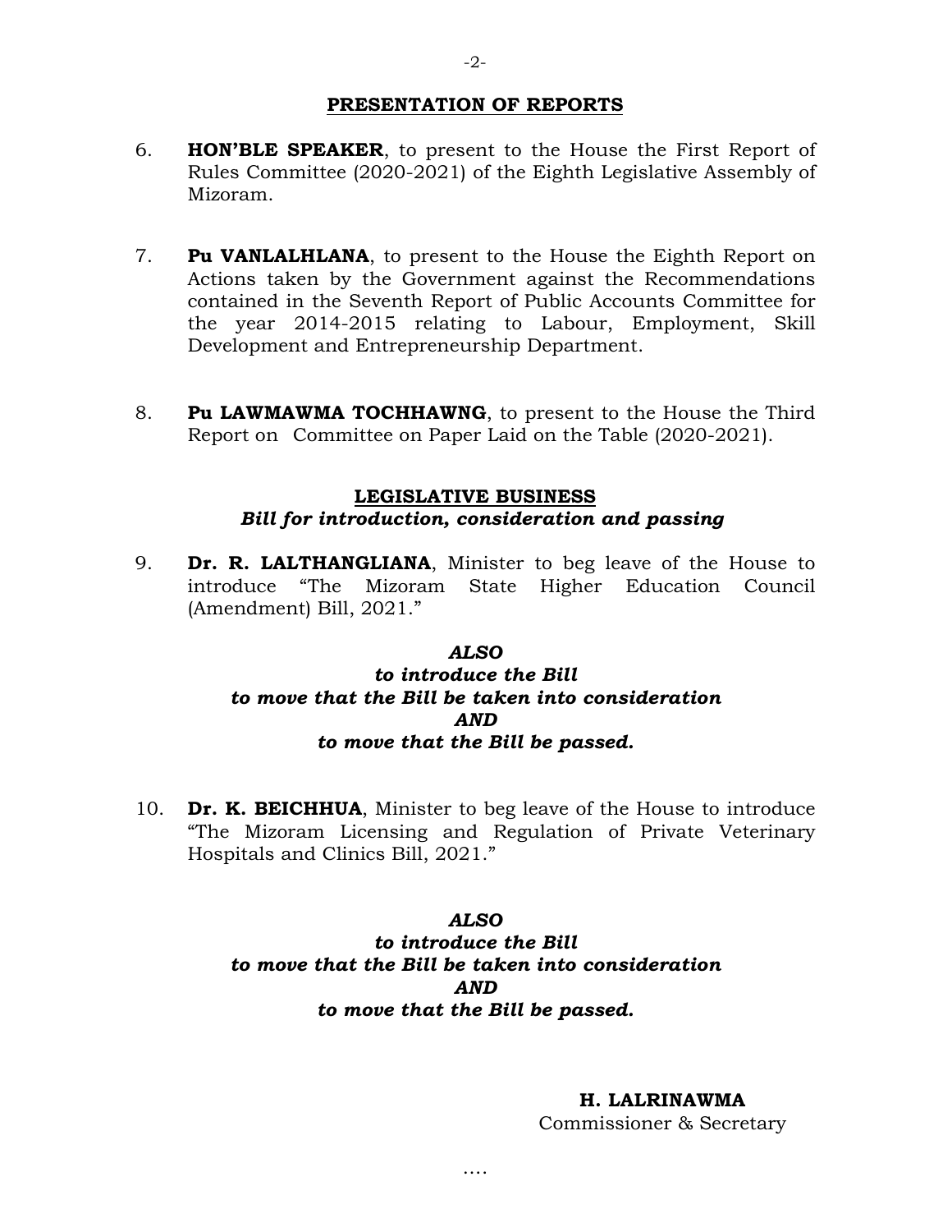## PRESENTATION OF REPORTS

6. **HON'BLE SPEAKER**, to present to the House the First Report of Rules Committee (2020-2021) of the Eighth Legislative Assembly of Mizoram.

7. **Pu VANLALHLANA**, to present to the House the Eighth Report on Actions taken by the Government against the Recommendations contained in the Seventh Report of Public Accounts Committee for the year 2014-2015 relating to Labour, Employment, Skill Development and Entrepreneurship Department.

8. **Pu LAWMAWMA TOCHHAWNG**, to present to the House the Third Report on Committee on Paper Laid on the Table (2020-2021).

## LEGISLATIVE BUSINESS

***Bill for introduction, consideration and passing***

9. **Dr. R. LALTHANGLIANA**, Minister to beg leave of the House to introduce "The Mizoram State Higher Education Council (Amendment) Bill, 2021."

***ALSO***
***to introduce the Bill***
***to move that the Bill be taken into consideration***
***AND***
***to move that the Bill be passed.***

10. **Dr. K. BEICHHUA**, Minister to beg leave of the House to introduce "The Mizoram Licensing and Regulation of Private Veterinary Hospitals and Clinics Bill, 2021."

***ALSO***
***to introduce the Bill***
***to move that the Bill be taken into consideration***
***AND***
***to move that the Bill be passed.***

**H. LALRINAWMA**
Commissioner & Secretary

....